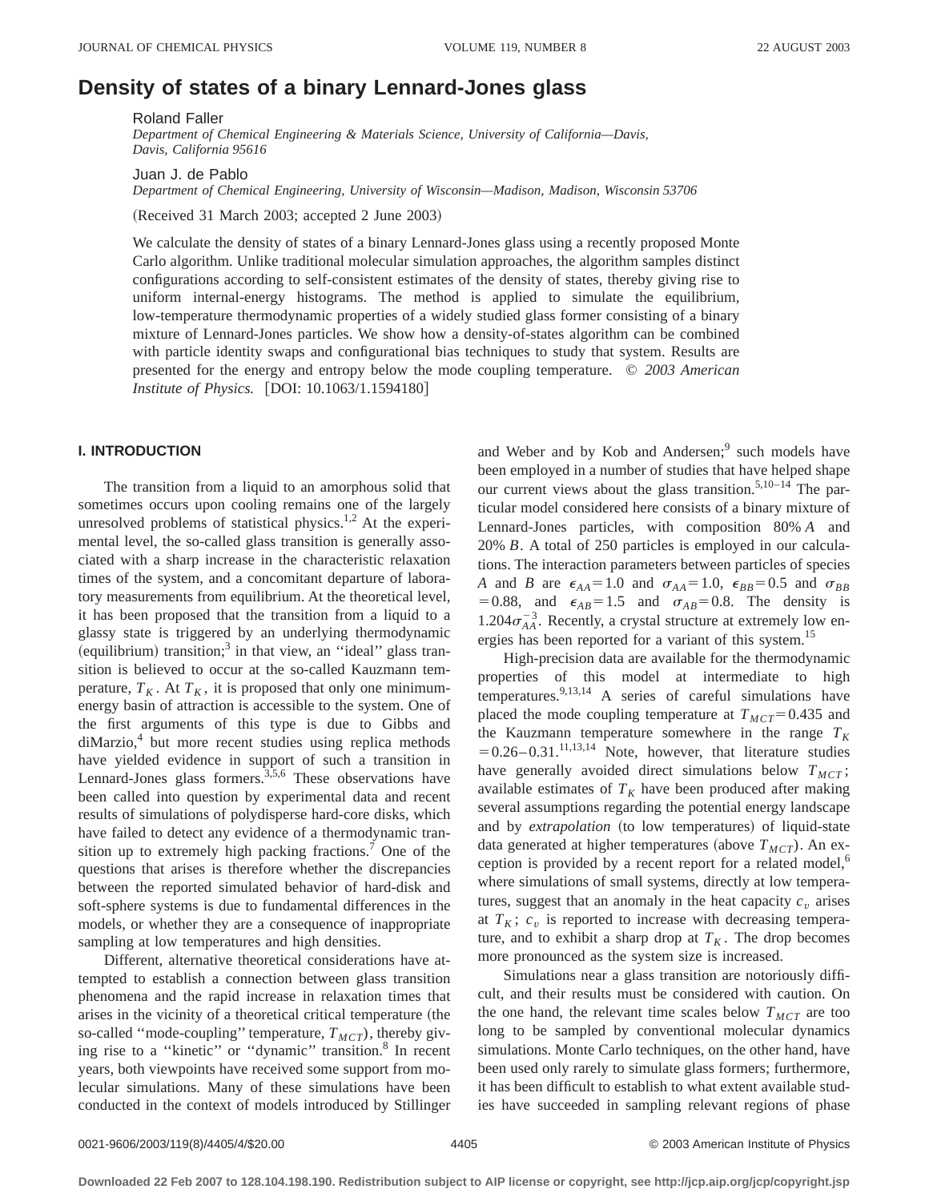# Density of states of a binary Lennard-Jones glass

Roland Faller

*Department of Chemical Engineering & Materials Science, University of California—Davis, Davis, California 95616*

Juan J. de Pablo

*Department of Chemical Engineering, University of Wisconsin—Madison, Madison, Wisconsin 53706*

(Received 31 March 2003; accepted 2 June 2003)

We calculate the density of states of a binary Lennard-Jones glass using a recently proposed Monte Carlo algorithm. Unlike traditional molecular simulation approaches, the algorithm samples distinct configurations according to self-consistent estimates of the density of states, thereby giving rise to uniform internal-energy histograms. The method is applied to simulate the equilibrium, low-temperature thermodynamic properties of a widely studied glass former consisting of a binary mixture of Lennard-Jones particles. We show how a density-of-states algorithm can be combined with particle identity swaps and configurational bias techniques to study that system. Results are presented for the energy and entropy below the mode coupling temperature. © *2003 American Institute of Physics.* [DOI: 10.1063/1.1594180]

## I. INTRODUCTION

The transition from a liquid to an amorphous solid that sometimes occurs upon cooling remains one of the largely unresolved problems of statistical physics.[1,2] At the experimental level, the so-called glass transition is generally associated with a sharp increase in the characteristic relaxation times of the system, and a concomitant departure of laboratory measurements from equilibrium. At the theoretical level, it has been proposed that the transition from a liquid to a glassy state is triggered by an underlying thermodynamic (equilibrium) transition;[3] in that view, an ''ideal'' glass transition is believed to occur at the so-called Kauzmann temperature, $T_K$. At $T_K$, it is proposed that only one minimum-energy basin of attraction is accessible to the system. One of the first arguments of this type is due to Gibbs and diMarzio,[4] but more recent studies using replica methods have yielded evidence in support of such a transition in Lennard-Jones glass formers.[3,5,6] These observations have been called into question by experimental data and recent results of simulations of polydisperse hard-core disks, which have failed to detect any evidence of a thermodynamic transition up to extremely high packing fractions.[7] One of the questions that arises is therefore whether the discrepancies between the reported simulated behavior of hard-disk and soft-sphere systems is due to fundamental differences in the models, or whether they are a consequence of inappropriate sampling at low temperatures and high densities.

Different, alternative theoretical considerations have attempted to establish a connection between glass transition phenomena and the rapid increase in relaxation times that arises in the vicinity of a theoretical critical temperature (the so-called ''mode-coupling'' temperature, $T_{MCT}$), thereby giving rise to a ''kinetic'' or ''dynamic'' transition.[8] In recent years, both viewpoints have received some support from molecular simulations. Many of these simulations have been conducted in the context of models introduced by Stillinger and Weber and by Kob and Andersen;[9] such models have been employed in a number of studies that have helped shape our current views about the glass transition.[5,10–14] The particular model considered here consists of a binary mixture of Lennard-Jones particles, with composition 80% $A$ and 20% $B$. A total of 250 particles is employed in our calculations. The interaction parameters between particles of species $A$ and $B$ are $\epsilon_{AA}=1.0$ and $\sigma_{AA}=1.0$, $\epsilon_{BB}=0.5$ and $\sigma_{BB}=0.88$, and $\epsilon_{AB}=1.5$ and $\sigma_{AB}=0.8$. The density is $1.204\sigma_{AA}^{-3}$. Recently, a crystal structure at extremely low energies has been reported for a variant of this system.[15]

High-precision data are available for the thermodynamic properties of this model at intermediate to high temperatures.[9,13,14] A series of careful simulations have placed the mode coupling temperature at $T_{MCT}=0.435$ and the Kauzmann temperature somewhere in the range $T_K=0.26$–$0.31$.[11,13,14] Note, however, that literature studies have generally avoided direct simulations below $T_{MCT}$; available estimates of $T_K$ have been produced after making several assumptions regarding the potential energy landscape and by *extrapolation* (to low temperatures) of liquid-state data generated at higher temperatures (above $T_{MCT}$). An exception is provided by a recent report for a related model,[6] where simulations of small systems, directly at low temperatures, suggest that an anomaly in the heat capacity $c_v$ arises at $T_K$; $c_v$ is reported to increase with decreasing temperature, and to exhibit a sharp drop at $T_K$. The drop becomes more pronounced as the system size is increased.

Simulations near a glass transition are notoriously difficult, and their results must be considered with caution. On the one hand, the relevant time scales below $T_{MCT}$ are too long to be sampled by conventional molecular dynamics simulations. Monte Carlo techniques, on the other hand, have been used only rarely to simulate glass formers; furthermore, it has been difficult to establish to what extent available studies have succeeded in sampling relevant regions of phase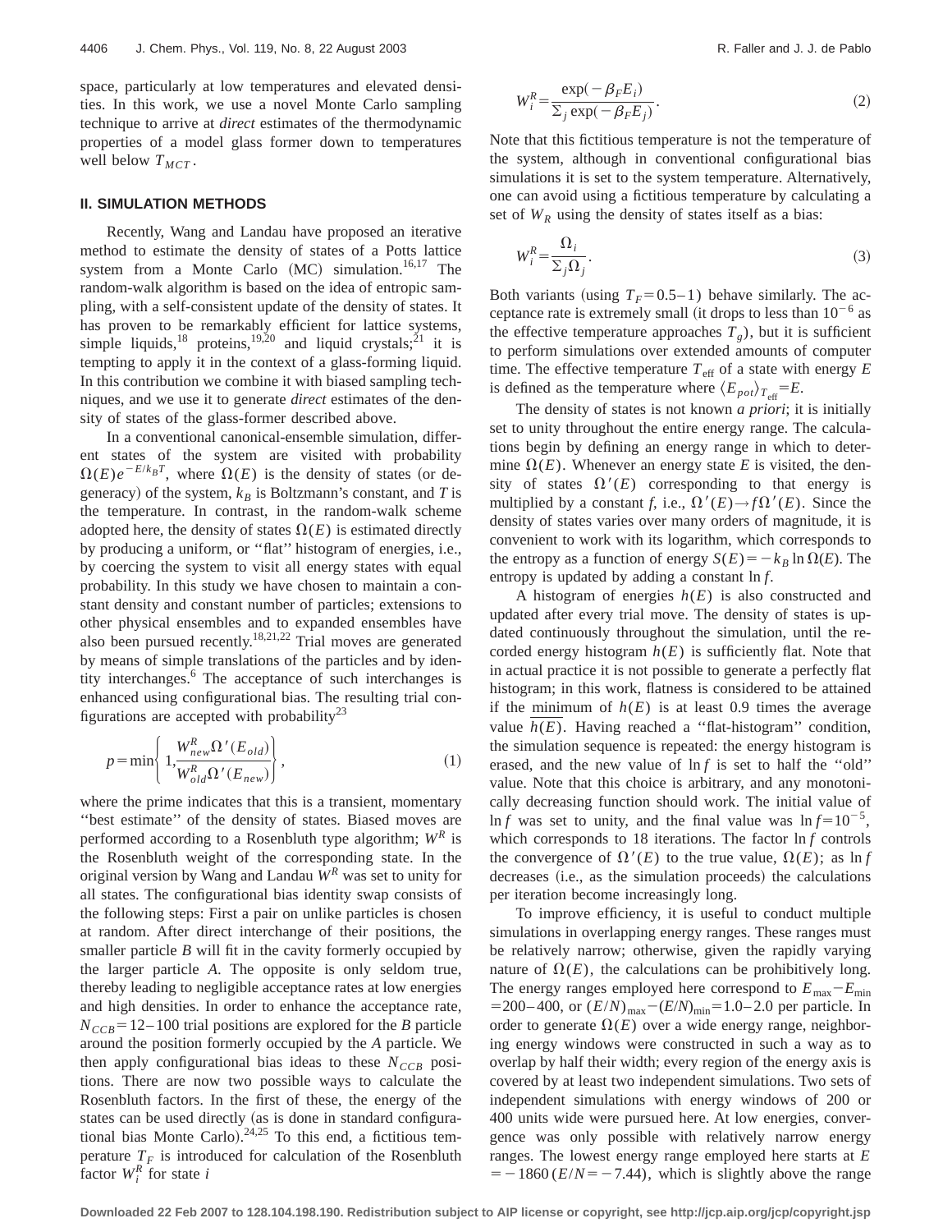space, particularly at low temperatures and elevated densities. In this work, we use a novel Monte Carlo sampling technique to arrive at *direct* estimates of the thermodynamic properties of a model glass former down to temperatures well below $T_{MCT}$.

## II. SIMULATION METHODS

Recently, Wang and Landau have proposed an iterative method to estimate the density of states of a Potts lattice system from a Monte Carlo (MC) simulation.[16,17] The random-walk algorithm is based on the idea of entropic sampling, with a self-consistent update of the density of states. It has proven to be remarkably efficient for lattice systems, simple liquids,[18] proteins,[19,20] and liquid crystals;[21] it is tempting to apply it in the context of a glass-forming liquid. In this contribution we combine it with biased sampling techniques, and we use it to generate *direct* estimates of the density of states of the glass-former described above.

In a conventional canonical-ensemble simulation, different states of the system are visited with probability $\Omega(E)e^{-E/k_BT}$, where $\Omega(E)$ is the density of states (or degeneracy) of the system, $k_B$ is Boltzmann's constant, and $T$ is the temperature. In contrast, in the random-walk scheme adopted here, the density of states $\Omega(E)$ is estimated directly by producing a uniform, or "flat" histogram of energies, i.e., by coercing the system to visit all energy states with equal probability. In this study we have chosen to maintain a constant density and constant number of particles; extensions to other physical ensembles and to expanded ensembles have also been pursued recently.[18,21,22] Trial moves are generated by means of simple translations of the particles and by identity interchanges.[6] The acceptance of such interchanges is enhanced using configurational bias. The resulting trial configurations are accepted with probability[23]

$$p=\min\left\{1,\frac{W^R_{new}\Omega'(E_{old})}{W^R_{old}\Omega'(E_{new})}\right\}, \tag{1}$$

where the prime indicates that this is a transient, momentary "best estimate" of the density of states. Biased moves are performed according to a Rosenbluth type algorithm; $W^R$ is the Rosenbluth weight of the corresponding state. In the original version by Wang and Landau $W^R$ was set to unity for all states. The configurational bias identity swap consists of the following steps: First a pair on unlike particles is chosen at random. After direct interchange of their positions, the smaller particle $B$ will fit in the cavity formerly occupied by the larger particle $A$. The opposite is only seldom true, thereby leading to negligible acceptance rates at low energies and high densities. In order to enhance the acceptance rate, $N_{CCB}=12$–$100$ trial positions are explored for the $B$ particle around the position formerly occupied by the $A$ particle. We then apply configurational bias ideas to these $N_{CCB}$ positions. There are now two possible ways to calculate the Rosenbluth factors. In the first of these, the energy of the states can be used directly (as is done in standard configurational bias Monte Carlo).[24,25] To this end, a fictitious temperature $T_F$ is introduced for calculation of the Rosenbluth factor $W^R_i$ for state $i$

$$W^R_i=\frac{\exp(-\beta_F E_i)}{\sum_j \exp(-\beta_F E_j)}. \tag{2}$$

Note that this fictitious temperature is not the temperature of the system, although in conventional configurational bias simulations it is set to the system temperature. Alternatively, one can avoid using a fictitious temperature by calculating a set of $W_R$ using the density of states itself as a bias:

$$W^R_i=\frac{\Omega_i}{\sum_j \Omega_j}. \tag{3}$$

Both variants (using $T_F=0.5$–$1$) behave similarly. The acceptance rate is extremely small (it drops to less than $10^{-6}$ as the effective temperature approaches $T_g$), but it is sufficient to perform simulations over extended amounts of computer time. The effective temperature $T_{\mathrm{eff}}$ of a state with energy $E$ is defined as the temperature where $\langle E_{pot}\rangle_{T_{\mathrm{eff}}}=E$.

The density of states is not known *a priori*; it is initially set to unity throughout the entire energy range. The calculations begin by defining an energy range in which to determine $\Omega(E)$. Whenever an energy state $E$ is visited, the density of states $\Omega'(E)$ corresponding to that energy is multiplied by a constant $f$, i.e., $\Omega'(E)\rightarrow f\Omega'(E)$. Since the density of states varies over many orders of magnitude, it is convenient to work with its logarithm, which corresponds to the entropy as a function of energy $S(E)=-k_B\ln\Omega(E)$. The entropy is updated by adding a constant $\ln f$.

A histogram of energies $h(E)$ is also constructed and updated after every trial move. The density of states is updated continuously throughout the simulation, until the recorded energy histogram $h(E)$ is sufficiently flat. Note that in actual practice it is not possible to generate a perfectly flat histogram; in this work, flatness is considered to be attained if the $\underline{\text{minimum}}$ of $h(E)$ is at least 0.9 times the average value $\overline{h(E)}$. Having reached a "flat-histogram" condition, the simulation sequence is repeated: the energy histogram is erased, and the new value of $\ln f$ is set to half the "old" value. Note that this choice is arbitrary, and any monotonically decreasing function should work. The initial value of $\ln f$ was set to unity, and the final value was $\ln f=10^{-5}$, which corresponds to 18 iterations. The factor $\ln f$ controls the convergence of $\Omega'(E)$ to the true value, $\Omega(E)$; as $\ln f$ decreases (i.e., as the simulation proceeds) the calculations per iteration become increasingly long.

To improve efficiency, it is useful to conduct multiple simulations in overlapping energy ranges. These ranges must be relatively narrow; otherwise, given the rapidly varying nature of $\Omega(E)$, the calculations can be prohibitively long. The energy ranges employed here correspond to $E_{\max}-E_{\min}=200$–$400$, or $(E/N)_{\max}-(E/N)_{\min}=1.0$–$2.0$ per particle. In order to generate $\Omega(E)$ over a wide energy range, neighboring energy windows were constructed in such a way as to overlap by half their width; every region of the energy axis is covered by at least two independent simulations. Two sets of independent simulations with energy windows of 200 or 400 units wide were pursued here. At low energies, convergence was only possible with relatively narrow energy ranges. The lowest energy range employed here starts at $E=-1860\,(E/N=-7.44)$, which is slightly above the range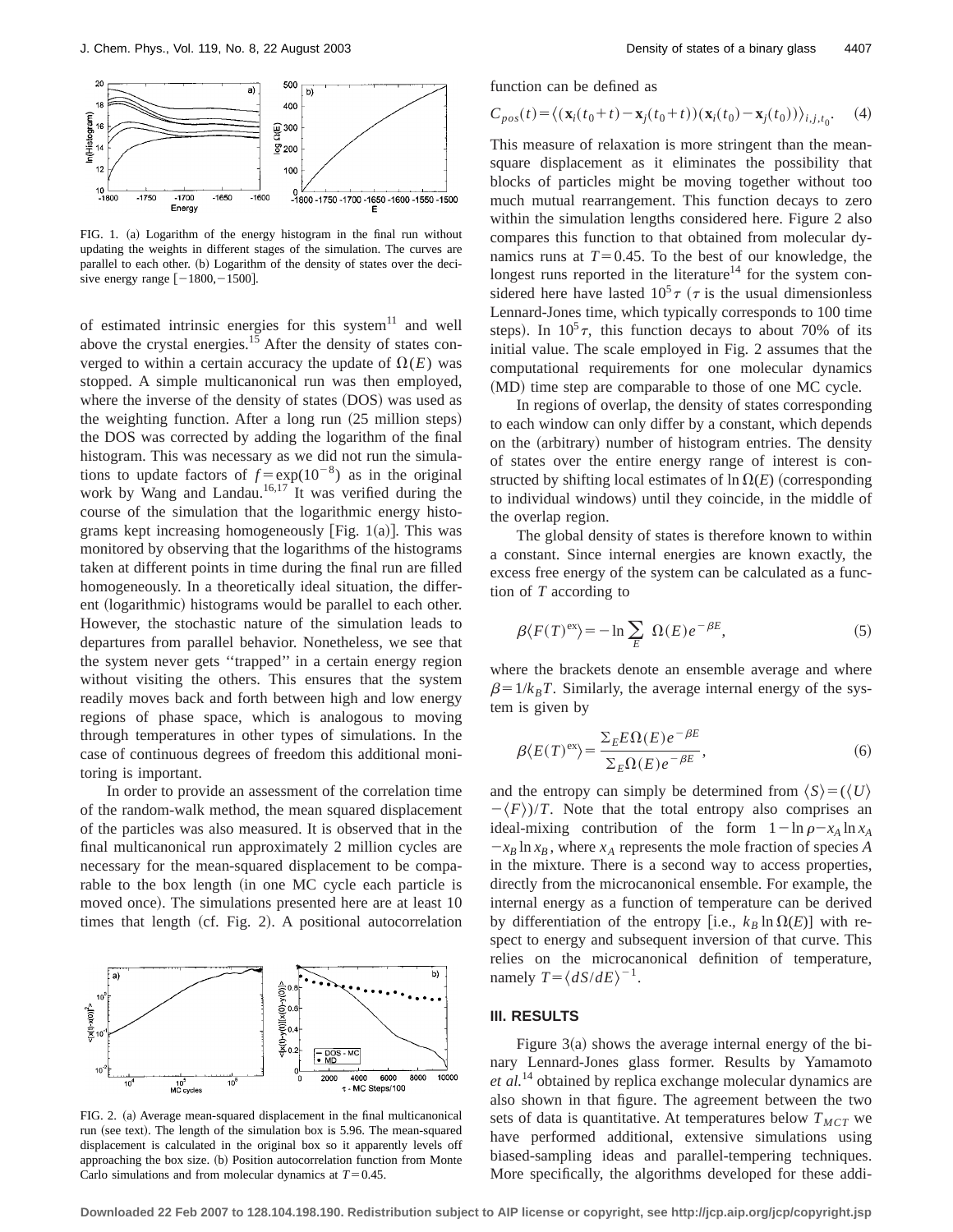FIG. 1. (a) Logarithm of the energy histogram in the final run without updating the weights in different stages of the simulation. The curves are parallel to each other. (b) Logarithm of the density of states over the decisive energy range $[-1800,-1500]$.

of estimated intrinsic energies for this system[11] and well above the crystal energies.[15] After the density of states converged to within a certain accuracy the update of $\Omega(E)$ was stopped. A simple multicanonical run was then employed, where the inverse of the density of states (DOS) was used as the weighting function. After a long run (25 million steps) the DOS was corrected by adding the logarithm of the final histogram. This was necessary as we did not run the simulations to update factors of $f=\exp(10^{-8})$ as in the original work by Wang and Landau.[16,17] It was verified during the course of the simulation that the logarithmic energy histograms kept increasing homogeneously [Fig. 1(a)]. This was monitored by observing that the logarithms of the histograms taken at different points in time during the final run are filled homogeneously. In a theoretically ideal situation, the different (logarithmic) histograms would be parallel to each other. However, the stochastic nature of the simulation leads to departures from parallel behavior. Nonetheless, we see that the system never gets "trapped" in a certain energy region without visiting the others. This ensures that the system readily moves back and forth between high and low energy regions of phase space, which is analogous to moving through temperatures in other types of simulations. In the case of continuous degrees of freedom this additional monitoring is important.

In order to provide an assessment of the correlation time of the random-walk method, the mean squared displacement of the particles was also measured. It is observed that in the final multicanonical run approximately 2 million cycles are necessary for the mean-squared displacement to be comparable to the box length (in one MC cycle each particle is moved once). The simulations presented here are at least 10 times that length (cf. Fig. 2). A positional autocorrelation function can be defined as

$$C_{pos}(t)=\langle(\mathbf{x}_i(t_0+t)-\mathbf{x}_j(t_0+t))(\mathbf{x}_i(t_0)-\mathbf{x}_j(t_0))\rangle_{i,j,t_0}. \tag{4}$$

This measure of relaxation is more stringent than the mean-square displacement as it eliminates the possibility that blocks of particles might be moving together without too much mutual rearrangement. This function decays to zero within the simulation lengths considered here. Figure 2 also compares this function to that obtained from molecular dynamics runs at $T=0.45$. To the best of our knowledge, the longest runs reported in the literature[14] for the system considered here have lasted $10^5\tau$ ($\tau$ is the usual dimensionless Lennard-Jones time, which typically corresponds to 100 time steps). In $10^5\tau$, this function decays to about 70% of its initial value. The scale employed in Fig. 2 assumes that the computational requirements for one molecular dynamics (MD) time step are comparable to those of one MC cycle.

FIG. 2. (a) Average mean-squared displacement in the final multicanonical run (see text). The length of the simulation box is 5.96. The mean-squared displacement is calculated in the original box so it apparently levels off approaching the box size. (b) Position autocorrelation function from Monte Carlo simulations and from molecular dynamics at $T=0.45$.

In regions of overlap, the density of states corresponding to each window can only differ by a constant, which depends on the (arbitrary) number of histogram entries. The density of states over the entire energy range of interest is constructed by shifting local estimates of $\ln\Omega(E)$ (corresponding to individual windows) until they coincide, in the middle of the overlap region.

The global density of states is therefore known to within a constant. Since internal energies are known exactly, the excess free energy of the system can be calculated as a function of $T$ according to

$$\beta\langle F(T)^{\mathrm{ex}}\rangle=-\ln\sum_E \Omega(E)e^{-\beta E}, \tag{5}$$

where the brackets denote an ensemble average and where $\beta=1/k_BT$. Similarly, the average internal energy of the system is given by

$$\beta\langle E(T)^{\mathrm{ex}}\rangle=\frac{\Sigma_E E\Omega(E)e^{-\beta E}}{\Sigma_E\Omega(E)e^{-\beta E}}, \tag{6}$$

and the entropy can simply be determined from $\langle S\rangle=(\langle U\rangle-\langle F\rangle)/T$. Note that the total entropy also comprises an ideal-mixing contribution of the form $1-\ln\rho-x_A\ln x_A-x_B\ln x_B$, where $x_A$ represents the mole fraction of species $A$ in the mixture. There is a second way to access properties, directly from the microcanonical ensemble. For example, the internal energy as a function of temperature can be derived by differentiation of the entropy [i.e., $k_B\ln\Omega(E)$] with respect to energy and subsequent inversion of that curve. This relies on the microcanonical definition of temperature, namely $T=\langle dS/dE\rangle^{-1}$.

## III. RESULTS

Figure 3(a) shows the average internal energy of the binary Lennard-Jones glass former. Results by Yamamoto *et al.*[14] obtained by replica exchange molecular dynamics are also shown in that figure. The agreement between the two sets of data is quantitative. At temperatures below $T_{MCT}$ we have performed additional, extensive simulations using biased-sampling ideas and parallel-tempering techniques. More specifically, the algorithms developed for these addi-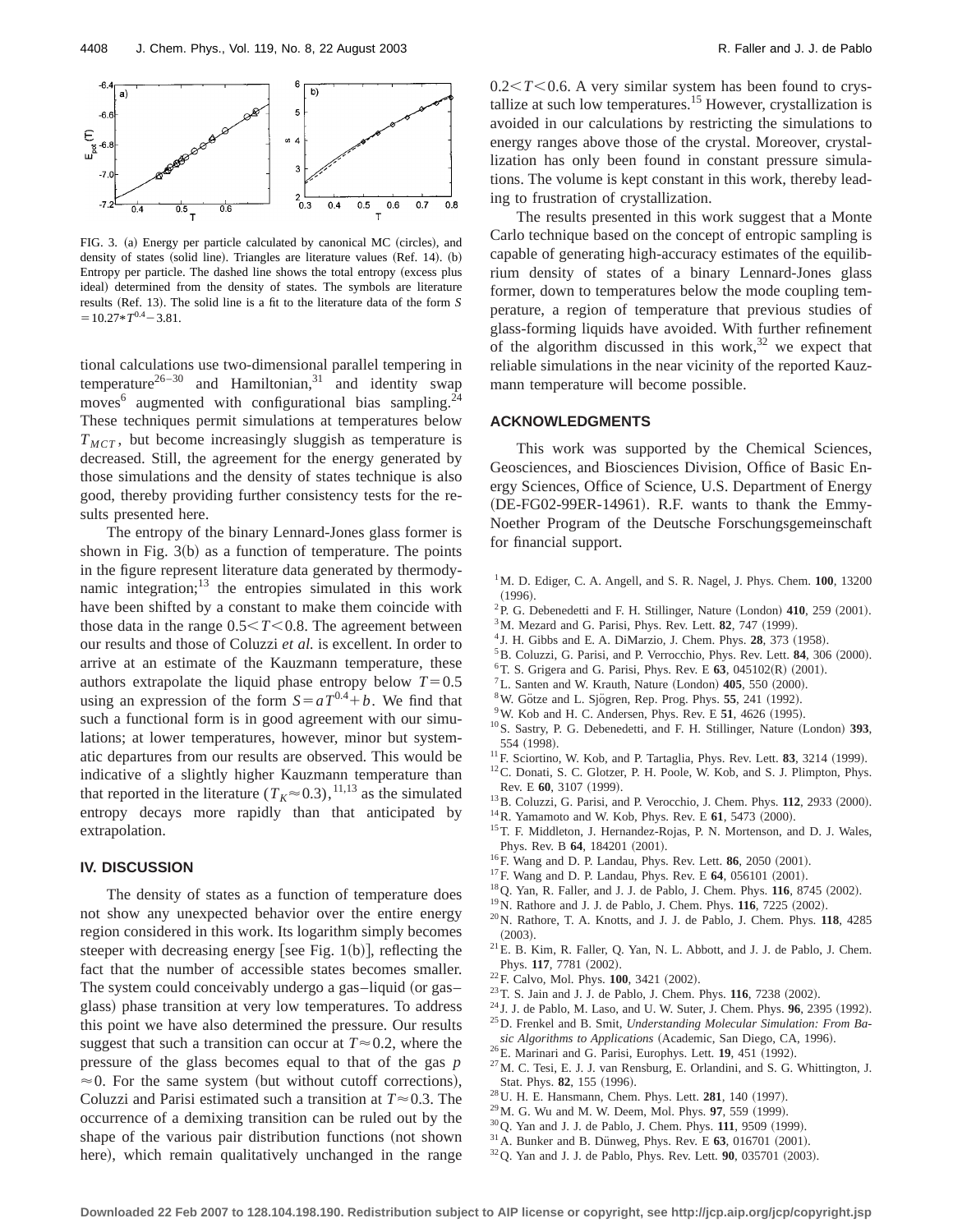a)

$E_{pot}(T)$

-6.4

-6.6

-6.8

-7.0

-7.2

0.4

0.5

0.6

T

b)

S

6

5

4

3

2

0.3

0.4

0.5

0.6

0.7

0.8

T

FIG. 3. (a) Energy per particle calculated by canonical MC (circles), and density of states (solid line). Triangles are literature values (Ref. 14). (b) Entropy per particle. The dashed line shows the total entropy (excess plus ideal) determined from the density of states. The symbols are literature results (Ref. 13). The solid line is a fit to the literature data of the form $S = 10.27 * T^{0.4} - 3.81$.

tional calculations use two-dimensional parallel tempering in temperature[26–30] and Hamiltonian,[31] and identity swap moves[6] augmented with configurational bias sampling.[24] These techniques permit simulations at temperatures below $T_{MCT}$, but become increasingly sluggish as temperature is decreased. Still, the agreement for the energy generated by those simulations and the density of states technique is also good, thereby providing further consistency tests for the results presented here.

The entropy of the binary Lennard-Jones glass former is shown in Fig. 3(b) as a function of temperature. The points in the figure represent literature data generated by thermodynamic integration;[13] the entropies simulated in this work have been shifted by a constant to make them coincide with those data in the range $0.5 < T < 0.8$. The agreement between our results and those of Coluzzi *et al.* is excellent. In order to arrive at an estimate of the Kauzmann temperature, these authors extrapolate the liquid phase entropy below $T = 0.5$ using an expression of the form $S = aT^{0.4} + b$. We find that such a functional form is in good agreement with our simulations; at lower temperatures, however, minor but systematic departures from our results are observed. This would be indicative of a slightly higher Kauzmann temperature than that reported in the literature ($T_K \approx 0.3$),[11,13] as the simulated entropy decays more rapidly than that anticipated by extrapolation.

## IV. DISCUSSION

The density of states as a function of temperature does not show any unexpected behavior over the entire energy region considered in this work. Its logarithm simply becomes steeper with decreasing energy [see Fig. 1(b)], reflecting the fact that the number of accessible states becomes smaller. The system could conceivably undergo a gas–liquid (or gas–glass) phase transition at very low temperatures. To address this point we have also determined the pressure. Our results suggest that such a transition can occur at $T \approx 0.2$, where the pressure of the glass becomes equal to that of the gas $p \approx 0$. For the same system (but without cutoff corrections), Coluzzi and Parisi estimated such a transition at $T \approx 0.3$. The occurrence of a demixing transition can be ruled out by the shape of the various pair distribution functions (not shown here), which remain qualitatively unchanged in the range $0.2 < T < 0.6$. A very similar system has been found to crystallize at such low temperatures.[15] However, crystallization is avoided in our calculations by restricting the simulations to energy ranges above those of the crystal. Moreover, crystallization has only been found in constant pressure simulations. The volume is kept constant in this work, thereby leading to frustration of crystallization.

The results presented in this work suggest that a Monte Carlo technique based on the concept of entropic sampling is capable of generating high-accuracy estimates of the equilibrium density of states of a binary Lennard-Jones glass former, down to temperatures below the mode coupling temperature, a region of temperature that previous studies of glass-forming liquids have avoided. With further refinement of the algorithm discussed in this work,[32] we expect that reliable simulations in the near vicinity of the reported Kauzmann temperature will become possible.

## ACKNOWLEDGMENTS

This work was supported by the Chemical Sciences, Geosciences, and Biosciences Division, Office of Basic Energy Sciences, Office of Science, U.S. Department of Energy (DE-FG02-99ER-14961). R.F. wants to thank the Emmy-Noether Program of the Deutsche Forschungsgemeinschaft for financial support.

[1] M. D. Ediger, C. A. Angell, and S. R. Nagel, J. Phys. Chem. **100**, 13200 (1996).
[2] P. G. Debenedetti and F. H. Stillinger, Nature (London) **410**, 259 (2001).
[3] M. Mezard and G. Parisi, Phys. Rev. Lett. **82**, 747 (1999).
[4] J. H. Gibbs and E. A. DiMarzio, J. Chem. Phys. **28**, 373 (1958).
[5] B. Coluzzi, G. Parisi, and P. Verrocchio, Phys. Rev. Lett. **84**, 306 (2000).
[6] T. S. Grigera and G. Parisi, Phys. Rev. E **63**, 045102(R) (2001).
[7] L. Santen and W. Krauth, Nature (London) **405**, 550 (2000).
[8] W. Götze and L. Sjögren, Rep. Prog. Phys. **55**, 241 (1992).
[9] W. Kob and H. C. Andersen, Phys. Rev. E **51**, 4626 (1995).
[10] S. Sastry, P. G. Debenedetti, and F. H. Stillinger, Nature (London) **393**, 554 (1998).
[11] F. Sciortino, W. Kob, and P. Tartaglia, Phys. Rev. Lett. **83**, 3214 (1999).
[12] C. Donati, S. C. Glotzer, P. H. Poole, W. Kob, and S. J. Plimpton, Phys. Rev. E **60**, 3107 (1999).
[13] B. Coluzzi, G. Parisi, and P. Verocchio, J. Chem. Phys. **112**, 2933 (2000).
[14] R. Yamamoto and W. Kob, Phys. Rev. E **61**, 5473 (2000).
[15] T. F. Middleton, J. Hernandez-Rojas, P. N. Mortenson, and D. J. Wales, Phys. Rev. B **64**, 184201 (2001).
[16] F. Wang and D. P. Landau, Phys. Rev. Lett. **86**, 2050 (2001).
[17] F. Wang and D. P. Landau, Phys. Rev. E **64**, 056101 (2001).
[18] Q. Yan, R. Faller, and J. J. de Pablo, J. Chem. Phys. **116**, 8745 (2002).
[19] N. Rathore and J. J. de Pablo, J. Chem. Phys. **116**, 7225 (2002).
[20] N. Rathore, T. A. Knotts, and J. J. de Pablo, J. Chem. Phys. **118**, 4285 (2003).
[21] E. B. Kim, R. Faller, Q. Yan, N. L. Abbott, and J. J. de Pablo, J. Chem. Phys. **117**, 7781 (2002).
[22] F. Calvo, Mol. Phys. **100**, 3421 (2002).
[23] T. S. Jain and J. J. de Pablo, J. Chem. Phys. **116**, 7238 (2002).
[24] J. J. de Pablo, M. Laso, and U. W. Suter, J. Chem. Phys. **96**, 2395 (1992).
[25] D. Frenkel and B. Smit, *Understanding Molecular Simulation: From Basic Algorithms to Applications* (Academic, San Diego, CA, 1996).
[26] E. Marinari and G. Parisi, Europhys. Lett. **19**, 451 (1992).
[27] M. C. Tesi, E. J. J. van Rensburg, E. Orlandini, and S. G. Whittington, J. Stat. Phys. **82**, 155 (1996).
[28] U. H. E. Hansmann, Chem. Phys. Lett. **281**, 140 (1997).
[29] M. G. Wu and M. W. Deem, Mol. Phys. **97**, 559 (1999).
[30] Q. Yan and J. J. de Pablo, J. Chem. Phys. **111**, 9509 (1999).
[31] A. Bunker and B. Dünweg, Phys. Rev. E **63**, 016701 (2001).
[32] Q. Yan and J. J. de Pablo, Phys. Rev. Lett. **90**, 035701 (2003).